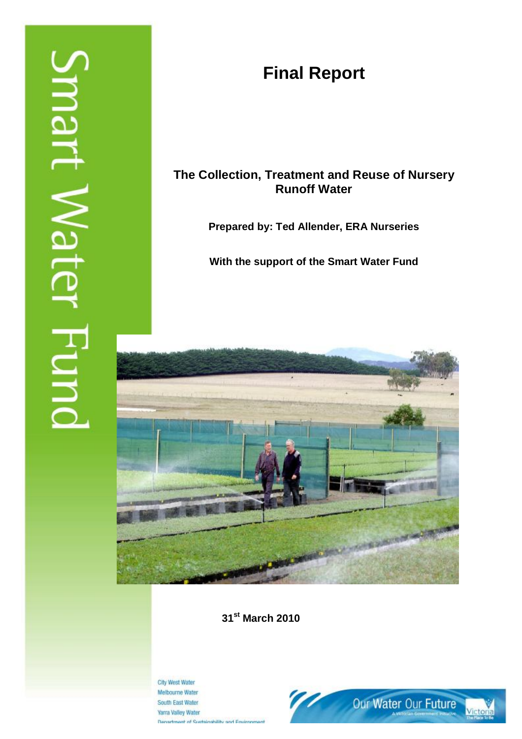Smart Water Fund

# Final Report

## The Collection, Treatment and Reuse of Nursery Runoff Water

**Prepared by: Ted Allender, ERA Nurseries**

**With the support of the Smart Water Fund**

**31st March 2010**

City West Water
Melbourne Water
South East Water
Yarra Valley Water
Department of Sustainability and Environment

Our Water Our Future
A Victorian Government Initiative
Victoria The Place To Be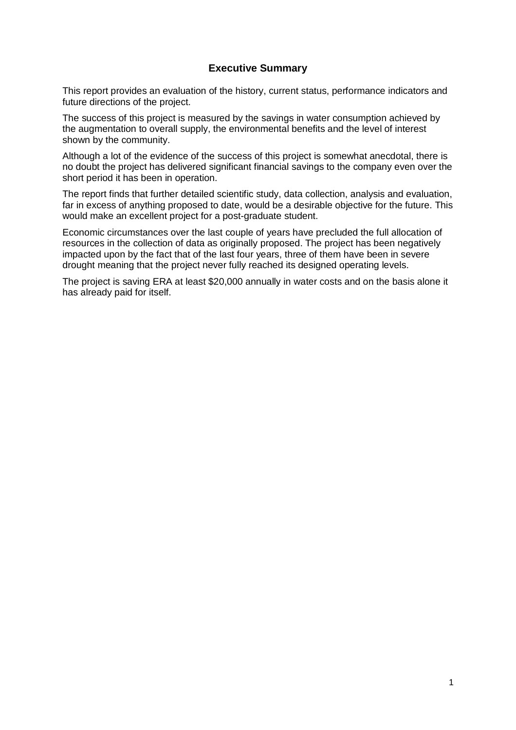## Executive Summary

This report provides an evaluation of the history, current status, performance indicators and future directions of the project.

The success of this project is measured by the savings in water consumption achieved by the augmentation to overall supply, the environmental benefits and the level of interest shown by the community.

Although a lot of the evidence of the success of this project is somewhat anecdotal, there is no doubt the project has delivered significant financial savings to the company even over the short period it has been in operation.

The report finds that further detailed scientific study, data collection, analysis and evaluation, far in excess of anything proposed to date, would be a desirable objective for the future. This would make an excellent project for a post-graduate student.

Economic circumstances over the last couple of years have precluded the full allocation of resources in the collection of data as originally proposed. The project has been negatively impacted upon by the fact that of the last four years, three of them have been in severe drought meaning that the project never fully reached its designed operating levels.

The project is saving ERA at least $20,000 annually in water costs and on the basis alone it has already paid for itself.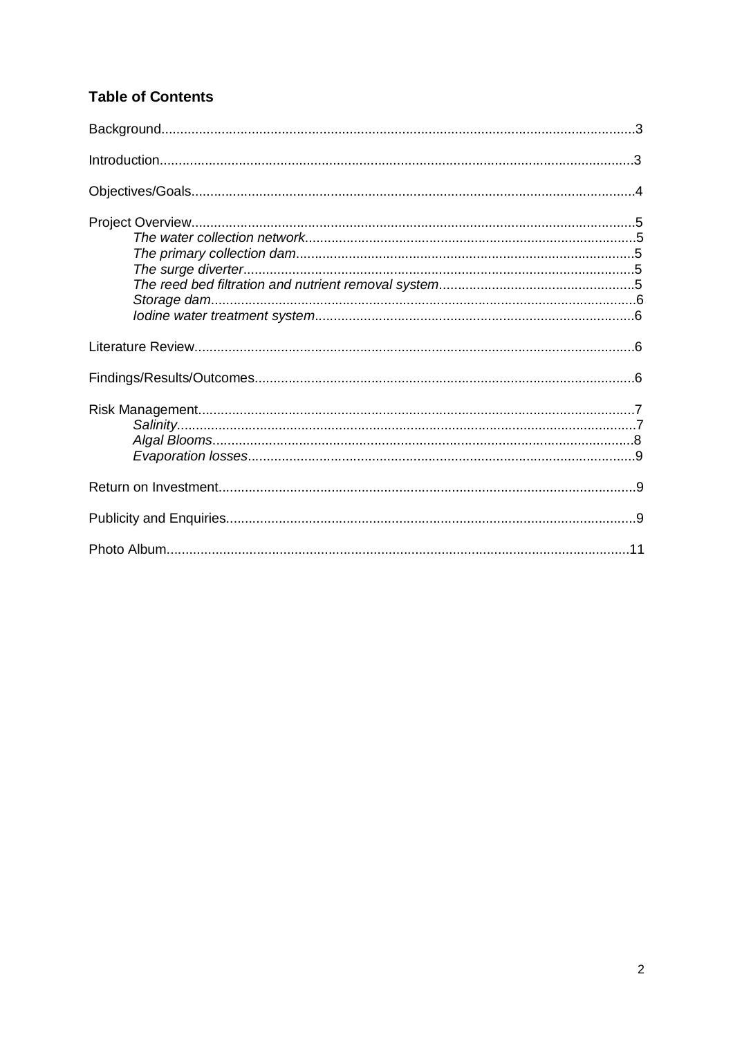### Table of Contents

Background.....3

Introduction.....3

Objectives/Goals.....4

Project Overview.....5
- *The water collection network*.....5
- *The primary collection dam*.....5
- *The surge diverter*.....5
- *The reed bed filtration and nutrient removal system*.....5
- *Storage dam*.....6
- *Iodine water treatment system*.....6

Literature Review.....6

Findings/Results/Outcomes.....6

Risk Management.....7
- *Salinity*.....7
- *Algal Blooms*.....8
- *Evaporation losses*.....9

Return on Investment.....9

Publicity and Enquiries.....9

Photo Album.....11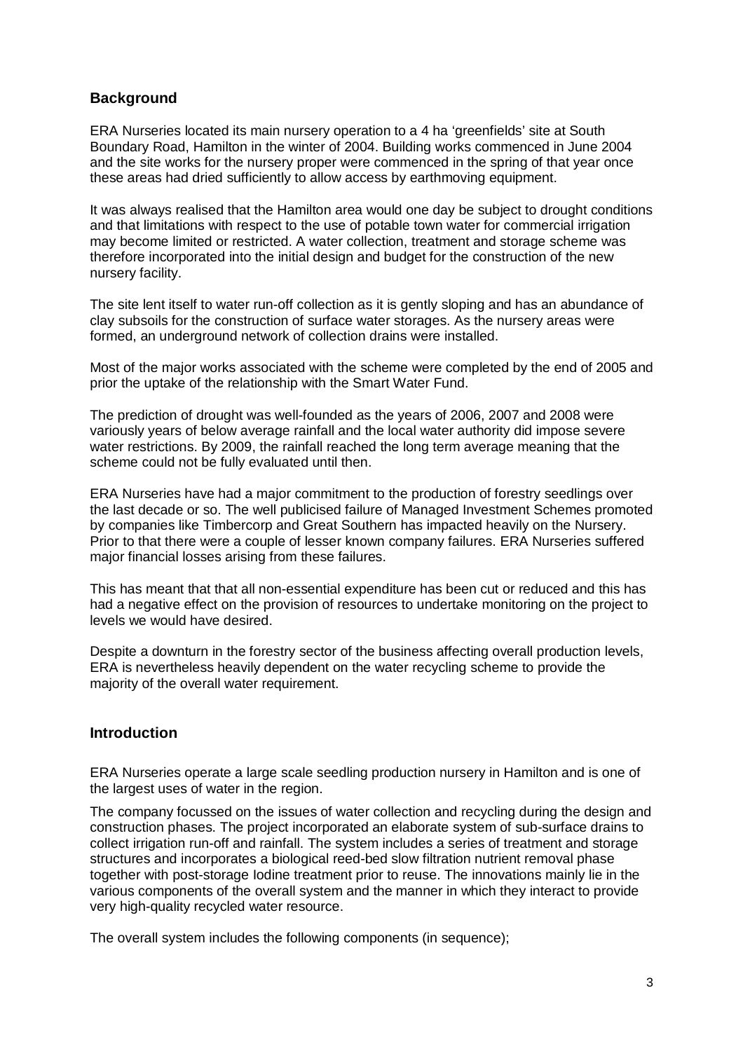## Background

ERA Nurseries located its main nursery operation to a 4 ha 'greenfields' site at South Boundary Road, Hamilton in the winter of 2004. Building works commenced in June 2004 and the site works for the nursery proper were commenced in the spring of that year once these areas had dried sufficiently to allow access by earthmoving equipment.

It was always realised that the Hamilton area would one day be subject to drought conditions and that limitations with respect to the use of potable town water for commercial irrigation may become limited or restricted. A water collection, treatment and storage scheme was therefore incorporated into the initial design and budget for the construction of the new nursery facility.

The site lent itself to water run-off collection as it is gently sloping and has an abundance of clay subsoils for the construction of surface water storages. As the nursery areas were formed, an underground network of collection drains were installed.

Most of the major works associated with the scheme were completed by the end of 2005 and prior the uptake of the relationship with the Smart Water Fund.

The prediction of drought was well-founded as the years of 2006, 2007 and 2008 were variously years of below average rainfall and the local water authority did impose severe water restrictions. By 2009, the rainfall reached the long term average meaning that the scheme could not be fully evaluated until then.

ERA Nurseries have had a major commitment to the production of forestry seedlings over the last decade or so. The well publicised failure of Managed Investment Schemes promoted by companies like Timbercorp and Great Southern has impacted heavily on the Nursery. Prior to that there were a couple of lesser known company failures. ERA Nurseries suffered major financial losses arising from these failures.

This has meant that that all non-essential expenditure has been cut or reduced and this has had a negative effect on the provision of resources to undertake monitoring on the project to levels we would have desired.

Despite a downturn in the forestry sector of the business affecting overall production levels, ERA is nevertheless heavily dependent on the water recycling scheme to provide the majority of the overall water requirement.

## Introduction

ERA Nurseries operate a large scale seedling production nursery in Hamilton and is one of the largest uses of water in the region.

The company focussed on the issues of water collection and recycling during the design and construction phases. The project incorporated an elaborate system of sub-surface drains to collect irrigation run-off and rainfall. The system includes a series of treatment and storage structures and incorporates a biological reed-bed slow filtration nutrient removal phase together with post-storage Iodine treatment prior to reuse. The innovations mainly lie in the various components of the overall system and the manner in which they interact to provide very high-quality recycled water resource.

The overall system includes the following components (in sequence);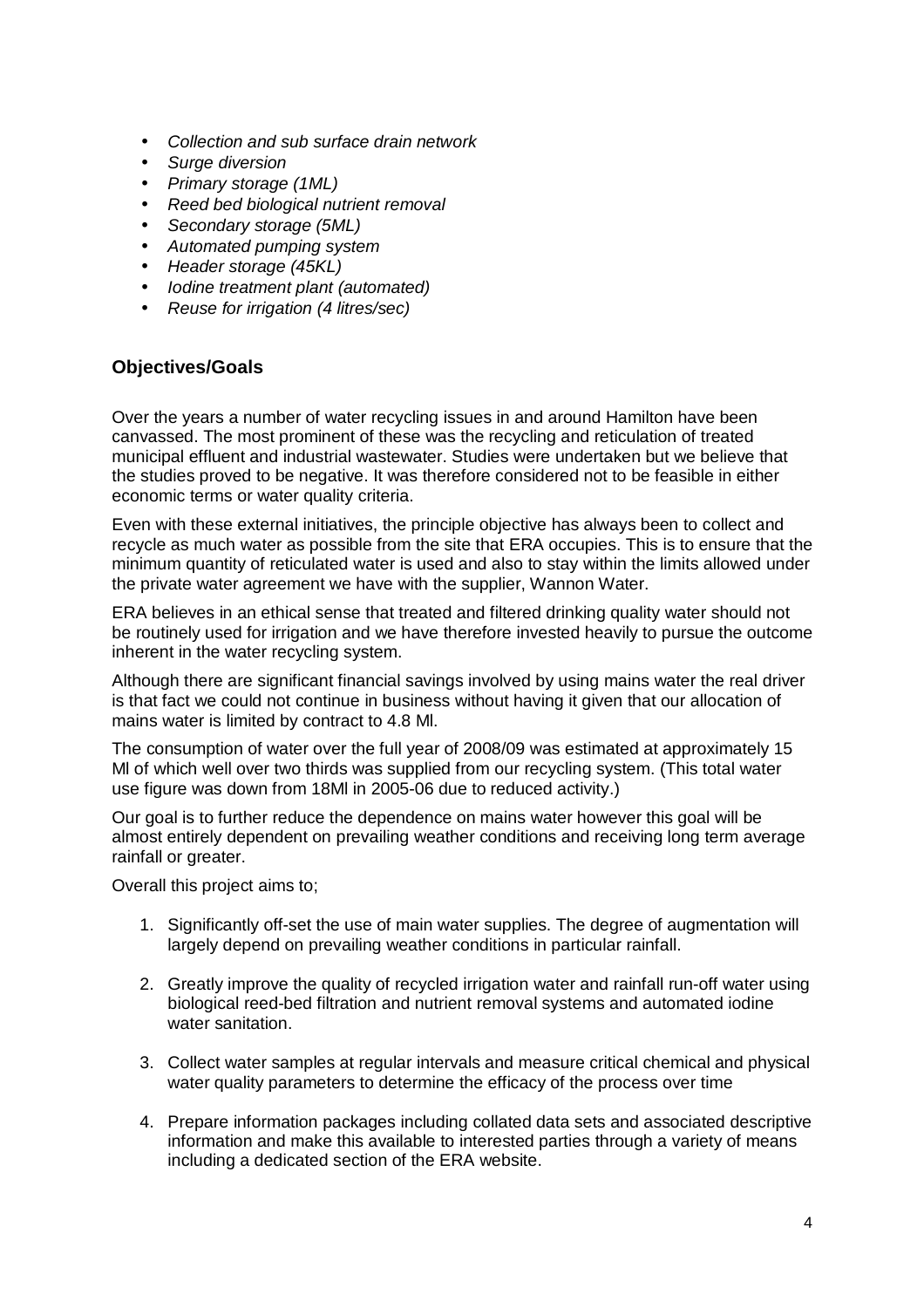- *Collection and sub surface drain network*
- *Surge diversion*
- *Primary storage (1ML)*
- *Reed bed biological nutrient removal*
- *Secondary storage (5ML)*
- *Automated pumping system*
- *Header storage (45KL)*
- *Iodine treatment plant (automated)*
- *Reuse for irrigation (4 litres/sec)*

### Objectives/Goals

Over the years a number of water recycling issues in and around Hamilton have been canvassed. The most prominent of these was the recycling and reticulation of treated municipal effluent and industrial wastewater. Studies were undertaken but we believe that the studies proved to be negative. It was therefore considered not to be feasible in either economic terms or water quality criteria.

Even with these external initiatives, the principle objective has always been to collect and recycle as much water as possible from the site that ERA occupies. This is to ensure that the minimum quantity of reticulated water is used and also to stay within the limits allowed under the private water agreement we have with the supplier, Wannon Water.

ERA believes in an ethical sense that treated and filtered drinking quality water should not be routinely used for irrigation and we have therefore invested heavily to pursue the outcome inherent in the water recycling system.

Although there are significant financial savings involved by using mains water the real driver is that fact we could not continue in business without having it given that our allocation of mains water is limited by contract to 4.8 Ml.

The consumption of water over the full year of 2008/09 was estimated at approximately 15 Ml of which well over two thirds was supplied from our recycling system. (This total water use figure was down from 18Ml in 2005-06 due to reduced activity.)

Our goal is to further reduce the dependence on mains water however this goal will be almost entirely dependent on prevailing weather conditions and receiving long term average rainfall or greater.

Overall this project aims to;

1. Significantly off-set the use of main water supplies. The degree of augmentation will largely depend on prevailing weather conditions in particular rainfall.

2. Greatly improve the quality of recycled irrigation water and rainfall run-off water using biological reed-bed filtration and nutrient removal systems and automated iodine water sanitation.

3. Collect water samples at regular intervals and measure critical chemical and physical water quality parameters to determine the efficacy of the process over time

4. Prepare information packages including collated data sets and associated descriptive information and make this available to interested parties through a variety of means including a dedicated section of the ERA website.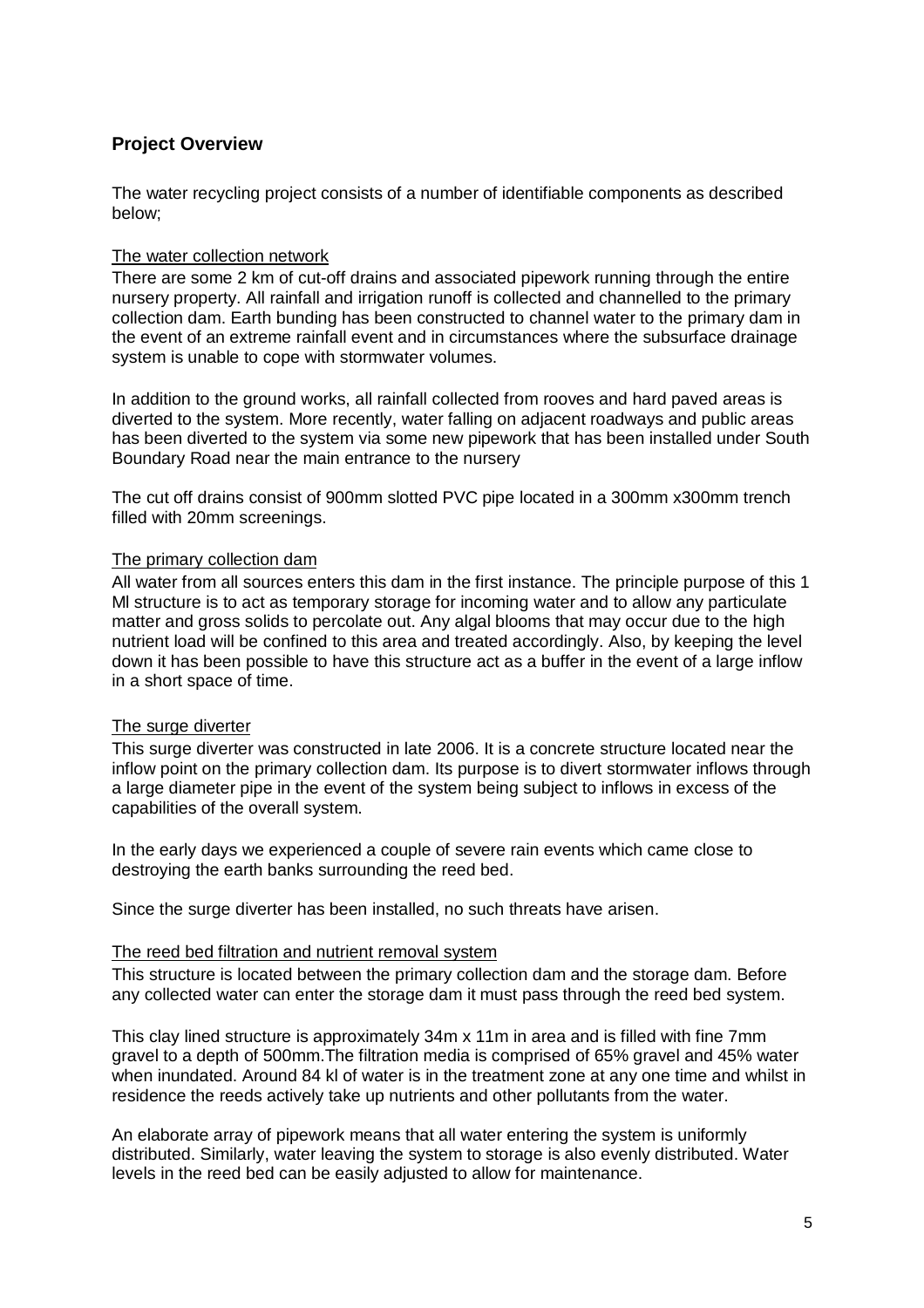## Project Overview

The water recycling project consists of a number of identifiable components as described below;

The water collection network

There are some 2 km of cut-off drains and associated pipework running through the entire nursery property. All rainfall and irrigation runoff is collected and channelled to the primary collection dam. Earth bunding has been constructed to channel water to the primary dam in the event of an extreme rainfall event and in circumstances where the subsurface drainage system is unable to cope with stormwater volumes.

In addition to the ground works, all rainfall collected from rooves and hard paved areas is diverted to the system. More recently, water falling on adjacent roadways and public areas has been diverted to the system via some new pipework that has been installed under South Boundary Road near the main entrance to the nursery

The cut off drains consist of 900mm slotted PVC pipe located in a 300mm x300mm trench filled with 20mm screenings.

The primary collection dam

All water from all sources enters this dam in the first instance. The principle purpose of this 1 Ml structure is to act as temporary storage for incoming water and to allow any particulate matter and gross solids to percolate out. Any algal blooms that may occur due to the high nutrient load will be confined to this area and treated accordingly. Also, by keeping the level down it has been possible to have this structure act as a buffer in the event of a large inflow in a short space of time.

The surge diverter

This surge diverter was constructed in late 2006. It is a concrete structure located near the inflow point on the primary collection dam. Its purpose is to divert stormwater inflows through a large diameter pipe in the event of the system being subject to inflows in excess of the capabilities of the overall system.

In the early days we experienced a couple of severe rain events which came close to destroying the earth banks surrounding the reed bed.

Since the surge diverter has been installed, no such threats have arisen.

The reed bed filtration and nutrient removal system

This structure is located between the primary collection dam and the storage dam. Before any collected water can enter the storage dam it must pass through the reed bed system.

This clay lined structure is approximately 34m x 11m in area and is filled with fine 7mm gravel to a depth of 500mm.The filtration media is comprised of 65% gravel and 45% water when inundated. Around 84 kl of water is in the treatment zone at any one time and whilst in residence the reeds actively take up nutrients and other pollutants from the water.

An elaborate array of pipework means that all water entering the system is uniformly distributed. Similarly, water leaving the system to storage is also evenly distributed. Water levels in the reed bed can be easily adjusted to allow for maintenance.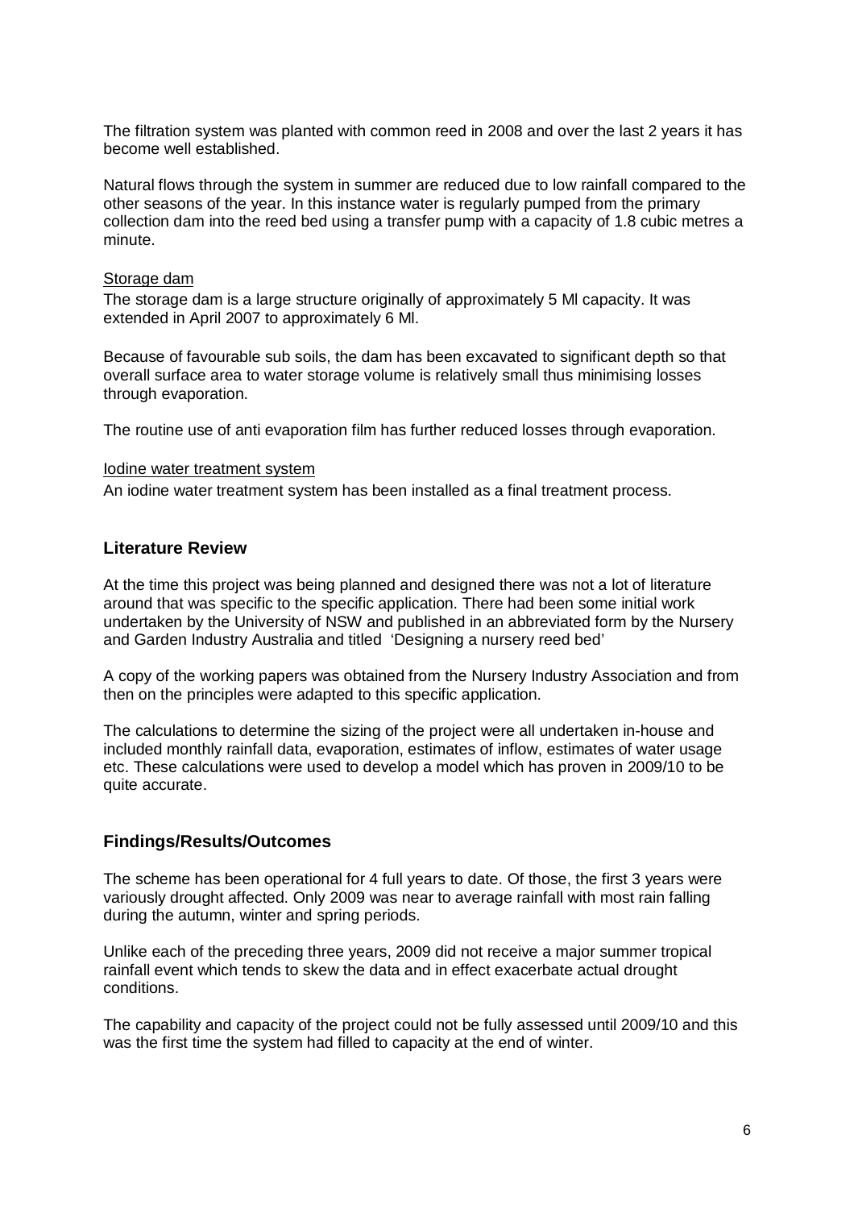The filtration system was planted with common reed in 2008 and over the last 2 years it has become well established.

Natural flows through the system in summer are reduced due to low rainfall compared to the other seasons of the year. In this instance water is regularly pumped from the primary collection dam into the reed bed using a transfer pump with a capacity of 1.8 cubic metres a minute.

Storage dam

The storage dam is a large structure originally of approximately 5 Ml capacity. It was extended in April 2007 to approximately 6 Ml.

Because of favourable sub soils, the dam has been excavated to significant depth so that overall surface area to water storage volume is relatively small thus minimising losses through evaporation.

The routine use of anti evaporation film has further reduced losses through evaporation.

Iodine water treatment system

An iodine water treatment system has been installed as a final treatment process.

## Literature Review

At the time this project was being planned and designed there was not a lot of literature around that was specific to the specific application. There had been some initial work undertaken by the University of NSW and published in an abbreviated form by the Nursery and Garden Industry Australia and titled 'Designing a nursery reed bed'

A copy of the working papers was obtained from the Nursery Industry Association and from then on the principles were adapted to this specific application.

The calculations to determine the sizing of the project were all undertaken in-house and included monthly rainfall data, evaporation, estimates of inflow, estimates of water usage etc. These calculations were used to develop a model which has proven in 2009/10 to be quite accurate.

## Findings/Results/Outcomes

The scheme has been operational for 4 full years to date. Of those, the first 3 years were variously drought affected. Only 2009 was near to average rainfall with most rain falling during the autumn, winter and spring periods.

Unlike each of the preceding three years, 2009 did not receive a major summer tropical rainfall event which tends to skew the data and in effect exacerbate actual drought conditions.

The capability and capacity of the project could not be fully assessed until 2009/10 and this was the first time the system had filled to capacity at the end of winter.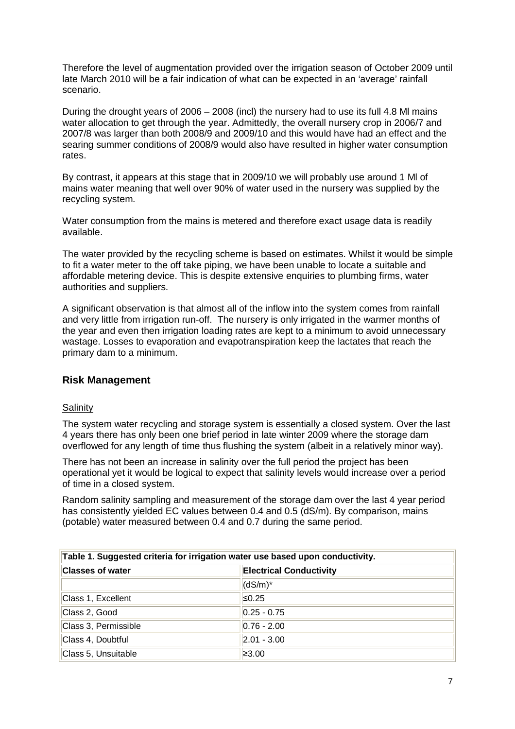Therefore the level of augmentation provided over the irrigation season of October 2009 until late March 2010 will be a fair indication of what can be expected in an 'average' rainfall scenario.

During the drought years of 2006 – 2008 (incl) the nursery had to use its full 4.8 Ml mains water allocation to get through the year. Admittedly, the overall nursery crop in 2006/7 and 2007/8 was larger than both 2008/9 and 2009/10 and this would have had an effect and the searing summer conditions of 2008/9 would also have resulted in higher water consumption rates.

By contrast, it appears at this stage that in 2009/10 we will probably use around 1 Ml of mains water meaning that well over 90% of water used in the nursery was supplied by the recycling system.

Water consumption from the mains is metered and therefore exact usage data is readily available.

The water provided by the recycling scheme is based on estimates. Whilst it would be simple to fit a water meter to the off take piping, we have been unable to locate a suitable and affordable metering device. This is despite extensive enquiries to plumbing firms, water authorities and suppliers.

A significant observation is that almost all of the inflow into the system comes from rainfall and very little from irrigation run-off. The nursery is only irrigated in the warmer months of the year and even then irrigation loading rates are kept to a minimum to avoid unnecessary wastage. Losses to evaporation and evapotranspiration keep the lactates that reach the primary dam to a minimum.

## Risk Management

### Salinity

The system water recycling and storage system is essentially a closed system. Over the last 4 years there has only been one brief period in late winter 2009 where the storage dam overflowed for any length of time thus flushing the system (albeit in a relatively minor way).

There has not been an increase in salinity over the full period the project has been operational yet it would be logical to expect that salinity levels would increase over a period of time in a closed system.

Random salinity sampling and measurement of the storage dam over the last 4 year period has consistently yielded EC values between 0.4 and 0.5 (dS/m). By comparison, mains (potable) water measured between 0.4 and 0.7 during the same period.

**Table 1. Suggested criteria for irrigation water use based upon conductivity.**

| Classes of water | Electrical Conductivity |
|---|---|
| | (dS/m)* |
| Class 1, Excellent | ≤0.25 |
| Class 2, Good | 0.25 - 0.75 |
| Class 3, Permissible | 0.76 - 2.00 |
| Class 4, Doubtful | 2.01 - 3.00 |
| Class 5, Unsuitable | ≥3.00 |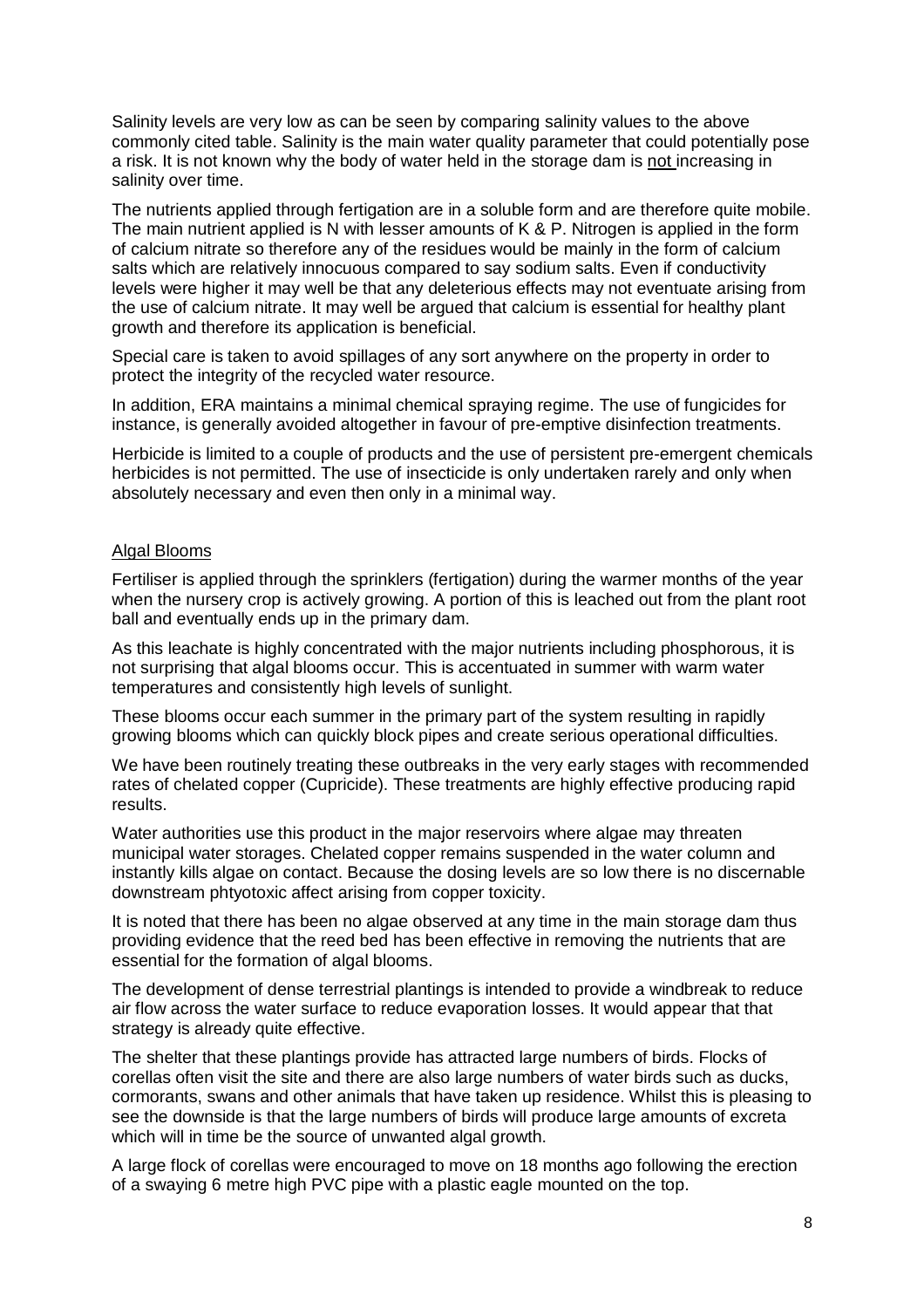Salinity levels are very low as can be seen by comparing salinity values to the above commonly cited table. Salinity is the main water quality parameter that could potentially pose a risk. It is not known why the body of water held in the storage dam is not increasing in salinity over time.

The nutrients applied through fertigation are in a soluble form and are therefore quite mobile. The main nutrient applied is N with lesser amounts of K & P. Nitrogen is applied in the form of calcium nitrate so therefore any of the residues would be mainly in the form of calcium salts which are relatively innocuous compared to say sodium salts. Even if conductivity levels were higher it may well be that any deleterious effects may not eventuate arising from the use of calcium nitrate. It may well be argued that calcium is essential for healthy plant growth and therefore its application is beneficial.

Special care is taken to avoid spillages of any sort anywhere on the property in order to protect the integrity of the recycled water resource.

In addition, ERA maintains a minimal chemical spraying regime. The use of fungicides for instance, is generally avoided altogether in favour of pre-emptive disinfection treatments.

Herbicide is limited to a couple of products and the use of persistent pre-emergent chemicals herbicides is not permitted. The use of insecticide is only undertaken rarely and only when absolutely necessary and even then only in a minimal way.

## Algal Blooms

Fertiliser is applied through the sprinklers (fertigation) during the warmer months of the year when the nursery crop is actively growing. A portion of this is leached out from the plant root ball and eventually ends up in the primary dam.

As this leachate is highly concentrated with the major nutrients including phosphorous, it is not surprising that algal blooms occur. This is accentuated in summer with warm water temperatures and consistently high levels of sunlight.

These blooms occur each summer in the primary part of the system resulting in rapidly growing blooms which can quickly block pipes and create serious operational difficulties.

We have been routinely treating these outbreaks in the very early stages with recommended rates of chelated copper (Cupricide). These treatments are highly effective producing rapid results.

Water authorities use this product in the major reservoirs where algae may threaten municipal water storages. Chelated copper remains suspended in the water column and instantly kills algae on contact. Because the dosing levels are so low there is no discernable downstream phtyotoxic affect arising from copper toxicity.

It is noted that there has been no algae observed at any time in the main storage dam thus providing evidence that the reed bed has been effective in removing the nutrients that are essential for the formation of algal blooms.

The development of dense terrestrial plantings is intended to provide a windbreak to reduce air flow across the water surface to reduce evaporation losses. It would appear that that strategy is already quite effective.

The shelter that these plantings provide has attracted large numbers of birds. Flocks of corellas often visit the site and there are also large numbers of water birds such as ducks, cormorants, swans and other animals that have taken up residence. Whilst this is pleasing to see the downside is that the large numbers of birds will produce large amounts of excreta which will in time be the source of unwanted algal growth.

A large flock of corellas were encouraged to move on 18 months ago following the erection of a swaying 6 metre high PVC pipe with a plastic eagle mounted on the top.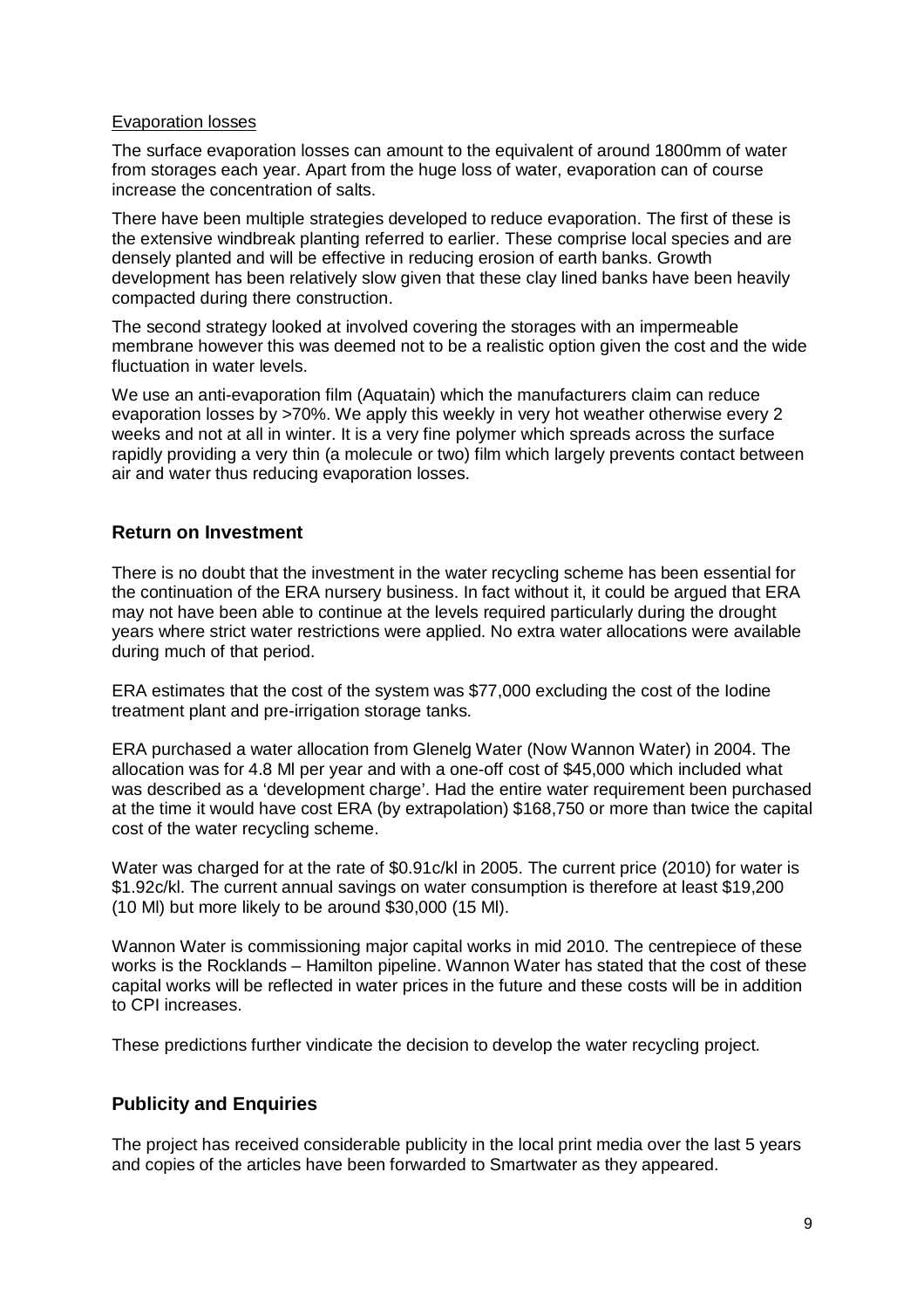Evaporation losses

The surface evaporation losses can amount to the equivalent of around 1800mm of water from storages each year. Apart from the huge loss of water, evaporation can of course increase the concentration of salts.

There have been multiple strategies developed to reduce evaporation. The first of these is the extensive windbreak planting referred to earlier. These comprise local species and are densely planted and will be effective in reducing erosion of earth banks. Growth development has been relatively slow given that these clay lined banks have been heavily compacted during there construction.

The second strategy looked at involved covering the storages with an impermeable membrane however this was deemed not to be a realistic option given the cost and the wide fluctuation in water levels.

We use an anti-evaporation film (Aquatain) which the manufacturers claim can reduce evaporation losses by >70%. We apply this weekly in very hot weather otherwise every 2 weeks and not at all in winter. It is a very fine polymer which spreads across the surface rapidly providing a very thin (a molecule or two) film which largely prevents contact between air and water thus reducing evaporation losses.

## Return on Investment

There is no doubt that the investment in the water recycling scheme has been essential for the continuation of the ERA nursery business. In fact without it, it could be argued that ERA may not have been able to continue at the levels required particularly during the drought years where strict water restrictions were applied. No extra water allocations were available during much of that period.

ERA estimates that the cost of the system was $77,000 excluding the cost of the Iodine treatment plant and pre-irrigation storage tanks.

ERA purchased a water allocation from Glenelg Water (Now Wannon Water) in 2004. The allocation was for 4.8 Ml per year and with a one-off cost of $45,000 which included what was described as a 'development charge'. Had the entire water requirement been purchased at the time it would have cost ERA (by extrapolation) $168,750 or more than twice the capital cost of the water recycling scheme.

Water was charged for at the rate of $0.91c/kl in 2005. The current price (2010) for water is $1.92c/kl. The current annual savings on water consumption is therefore at least $19,200 (10 Ml) but more likely to be around $30,000 (15 Ml).

Wannon Water is commissioning major capital works in mid 2010. The centrepiece of these works is the Rocklands – Hamilton pipeline. Wannon Water has stated that the cost of these capital works will be reflected in water prices in the future and these costs will be in addition to CPI increases.

These predictions further vindicate the decision to develop the water recycling project.

## Publicity and Enquiries

The project has received considerable publicity in the local print media over the last 5 years and copies of the articles have been forwarded to Smartwater as they appeared.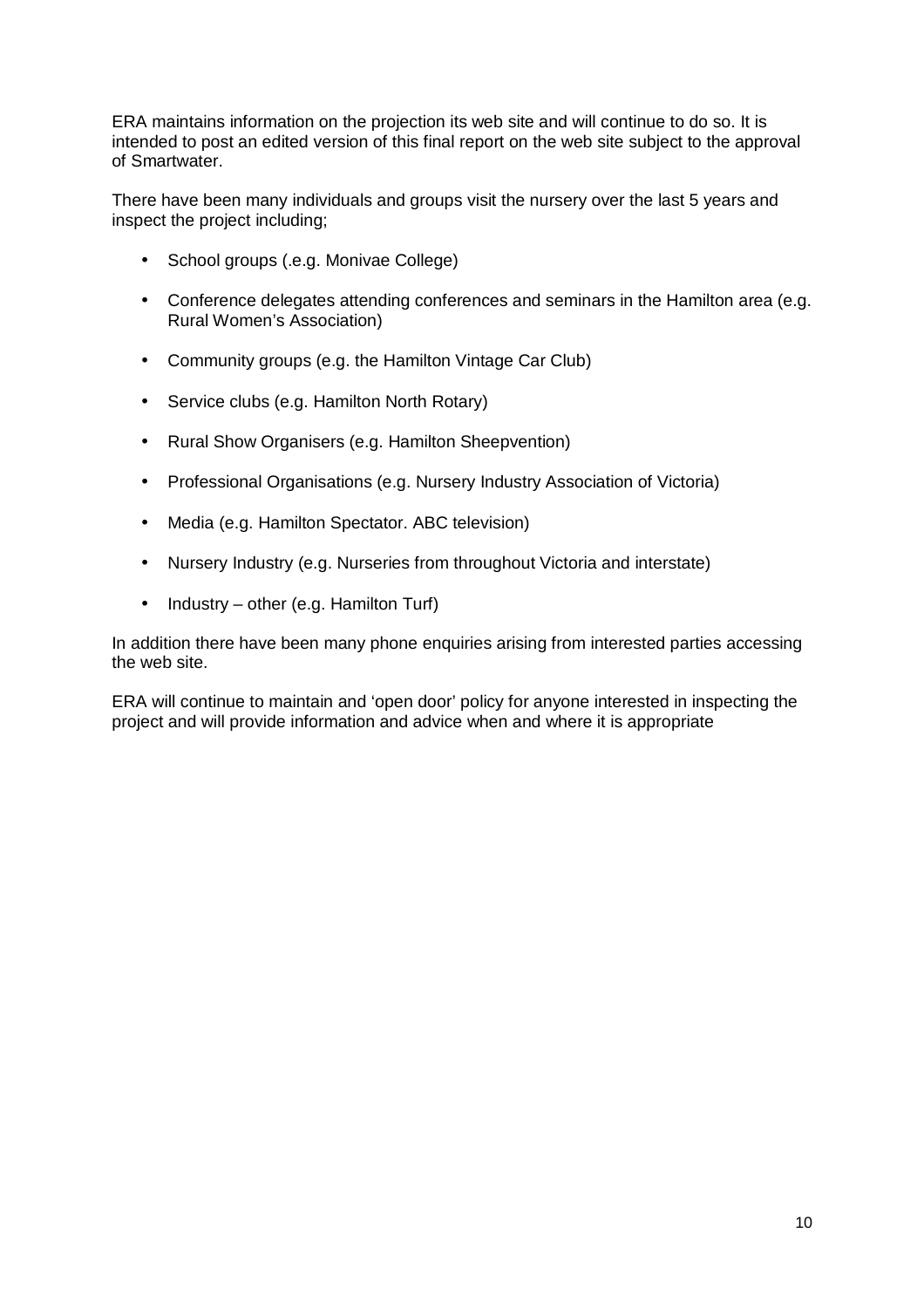ERA maintains information on the projection its web site and will continue to do so. It is intended to post an edited version of this final report on the web site subject to the approval of Smartwater.

There have been many individuals and groups visit the nursery over the last 5 years and inspect the project including;

- School groups (.e.g. Monivae College)
- Conference delegates attending conferences and seminars in the Hamilton area (e.g. Rural Women's Association)
- Community groups (e.g. the Hamilton Vintage Car Club)
- Service clubs (e.g. Hamilton North Rotary)
- Rural Show Organisers (e.g. Hamilton Sheepvention)
- Professional Organisations (e.g. Nursery Industry Association of Victoria)
- Media (e.g. Hamilton Spectator. ABC television)
- Nursery Industry (e.g. Nurseries from throughout Victoria and interstate)
- Industry – other (e.g. Hamilton Turf)

In addition there have been many phone enquiries arising from interested parties accessing the web site.

ERA will continue to maintain and 'open door' policy for anyone interested in inspecting the project and will provide information and advice when and where it is appropriate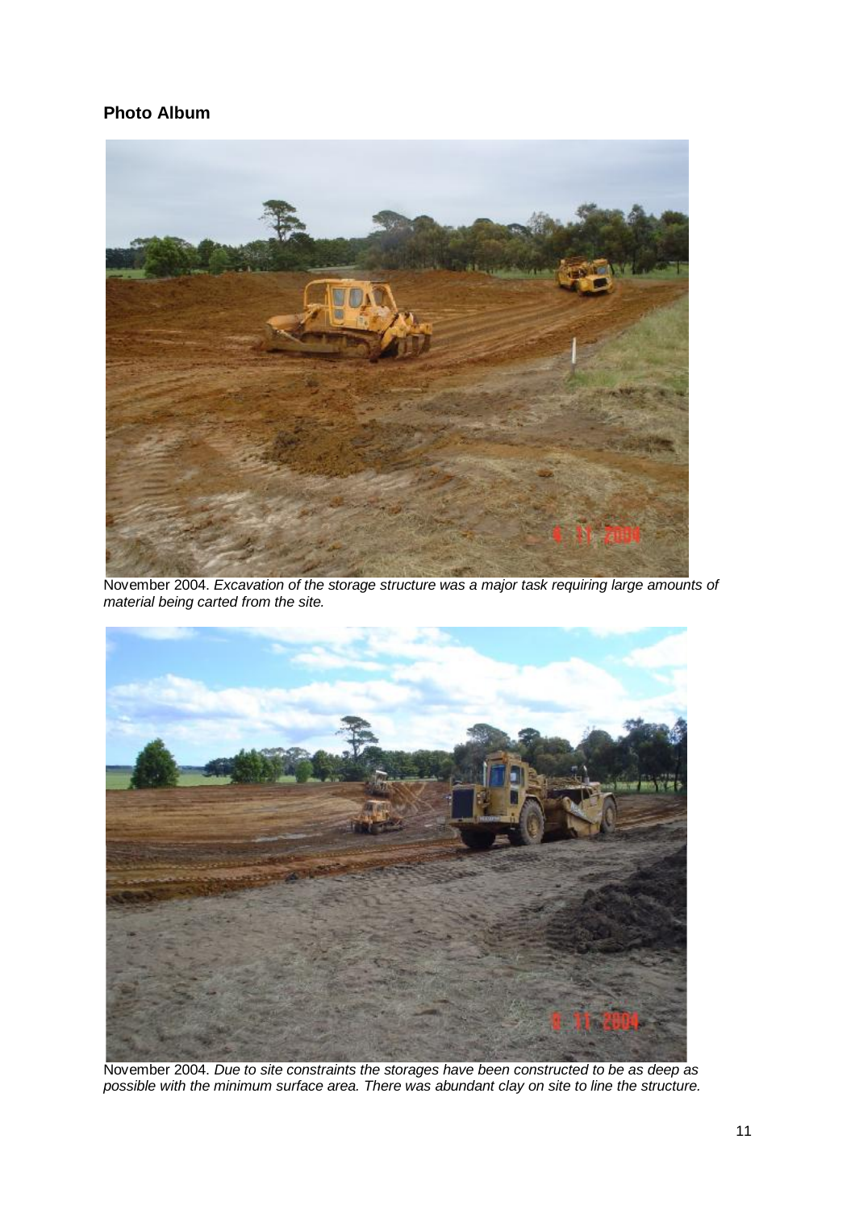## Photo Album

November 2004. *Excavation of the storage structure was a major task requiring large amounts of material being carted from the site.*

November 2004. *Due to site constraints the storages have been constructed to be as deep as possible with the minimum surface area. There was abundant clay on site to line the structure.*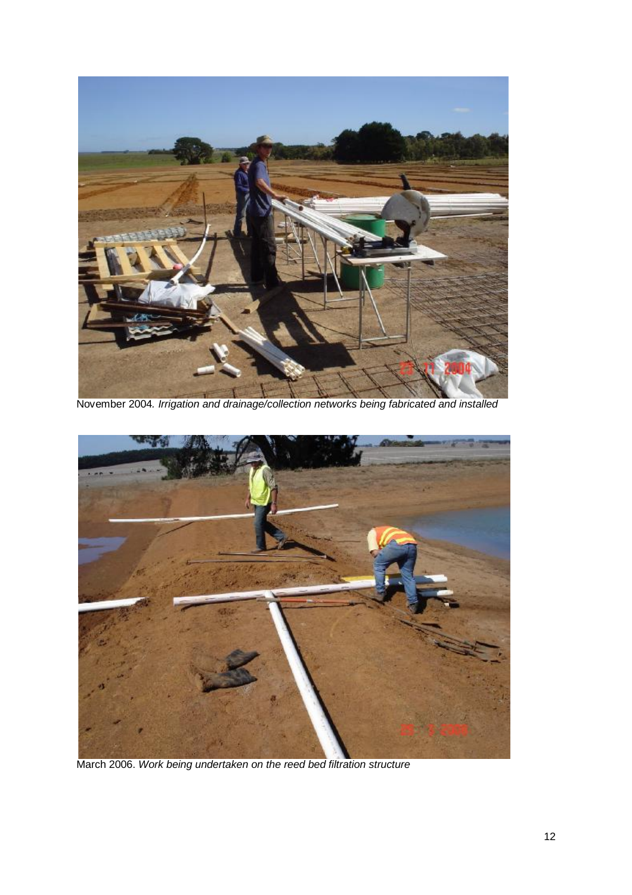November 2004. *Irrigation and drainage/collection networks being fabricated and installed*

March 2006. *Work being undertaken on the reed bed filtration structure*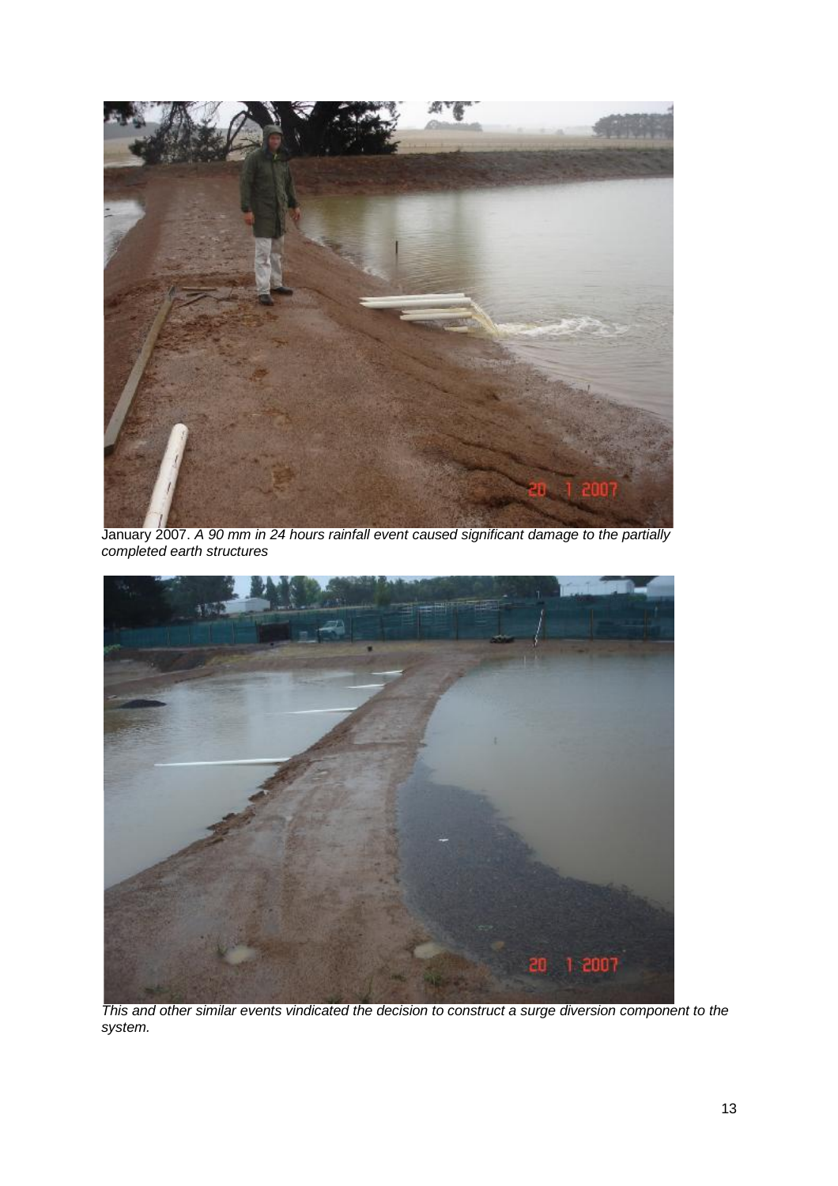January 2007. *A 90 mm in 24 hours rainfall event caused significant damage to the partially completed earth structures*

*This and other similar events vindicated the decision to construct a surge diversion component to the system.*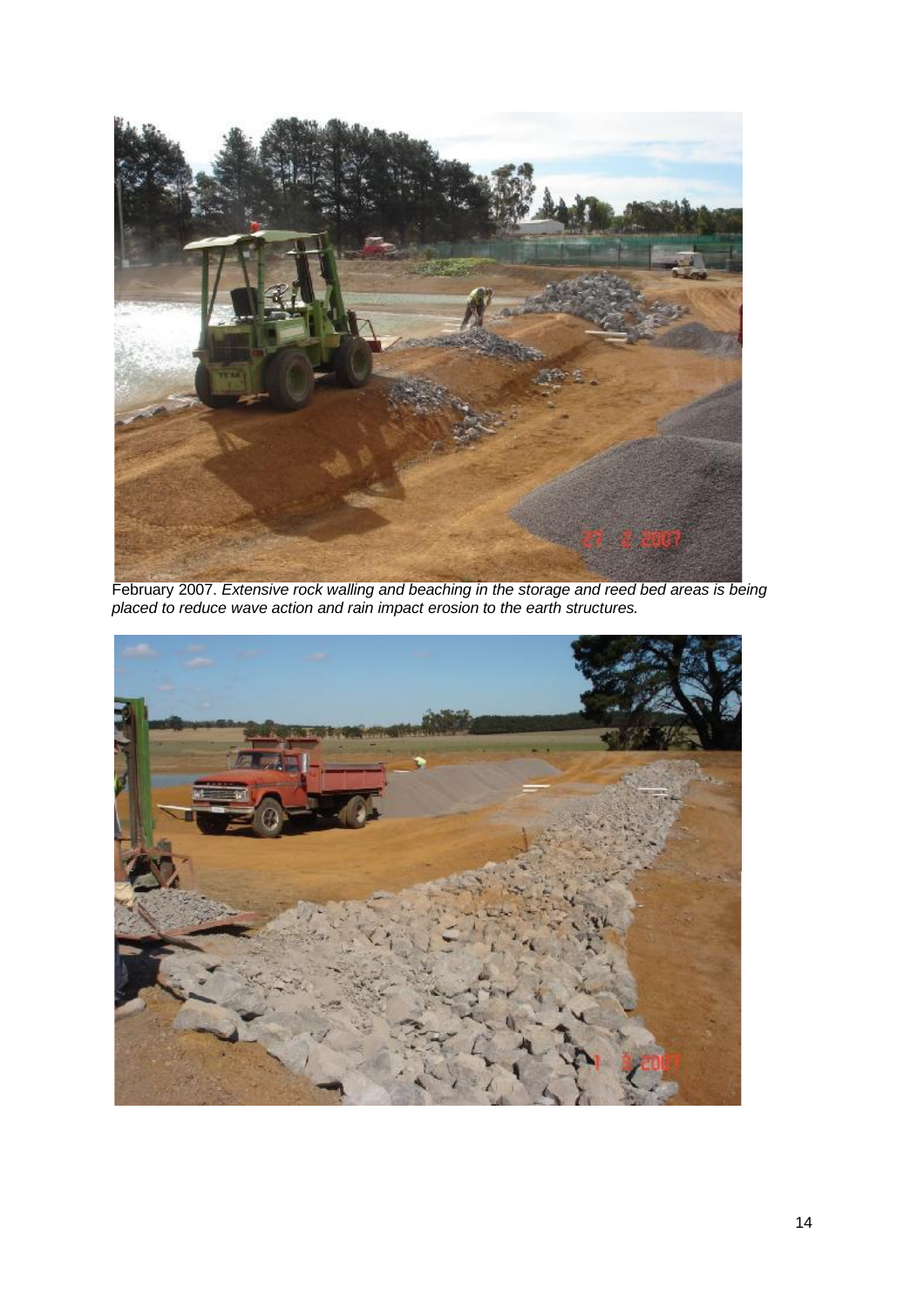February 2007. *Extensive rock walling and beaching in the storage and reed bed areas is being placed to reduce wave action and rain impact erosion to the earth structures.*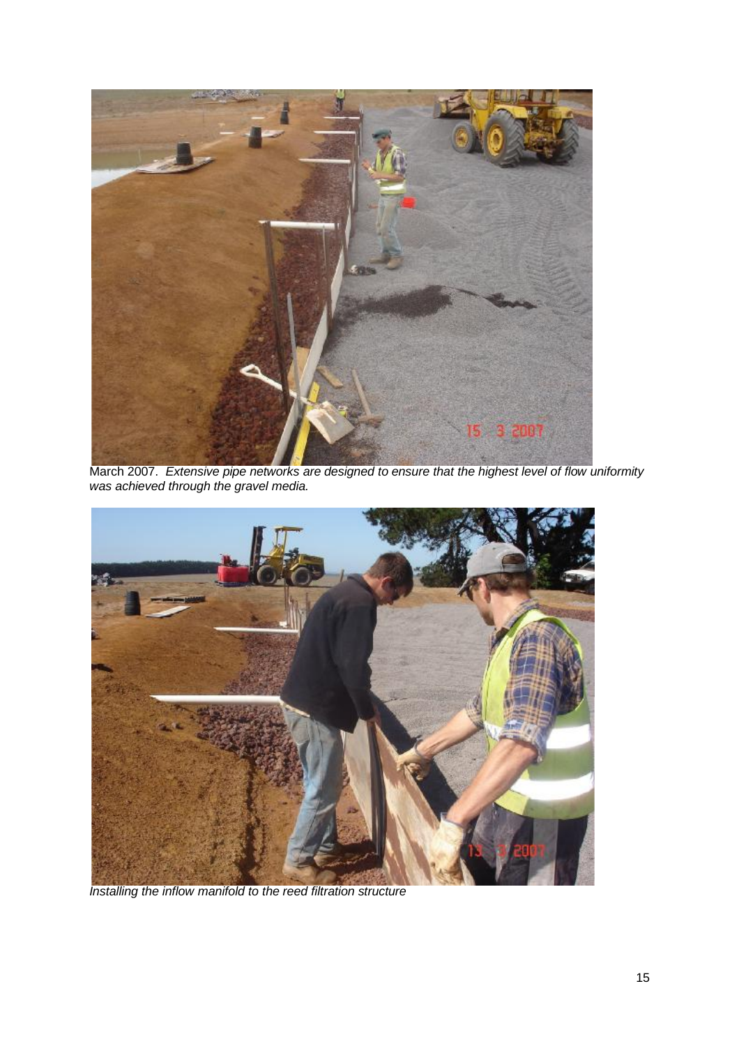March 2007. *Extensive pipe networks are designed to ensure that the highest level of flow uniformity was achieved through the gravel media.*

*Installing the inflow manifold to the reed filtration structure*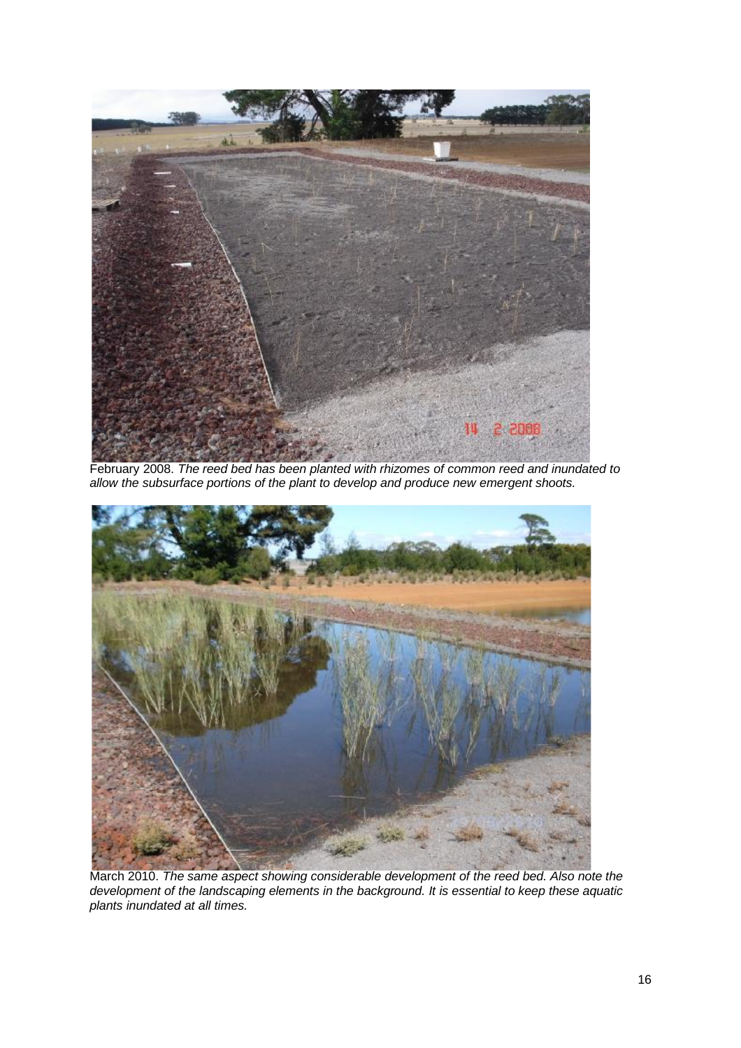February 2008. *The reed bed has been planted with rhizomes of common reed and inundated to allow the subsurface portions of the plant to develop and produce new emergent shoots.*

March 2010. *The same aspect showing considerable development of the reed bed. Also note the development of the landscaping elements in the background. It is essential to keep these aquatic plants inundated at all times.*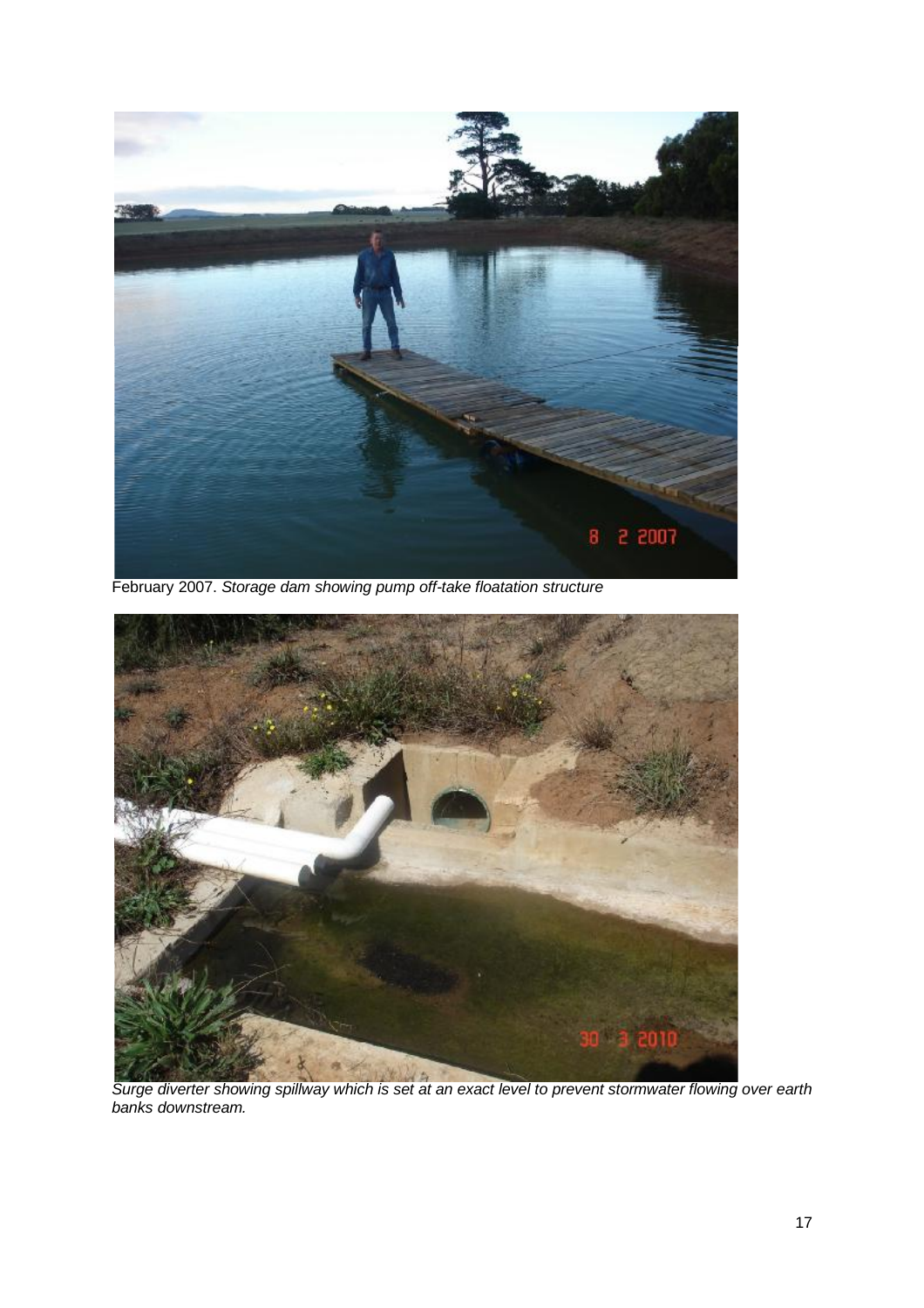February 2007. *Storage dam showing pump off-take floatation structure*

*Surge diverter showing spillway which is set at an exact level to prevent stormwater flowing over earth banks downstream.*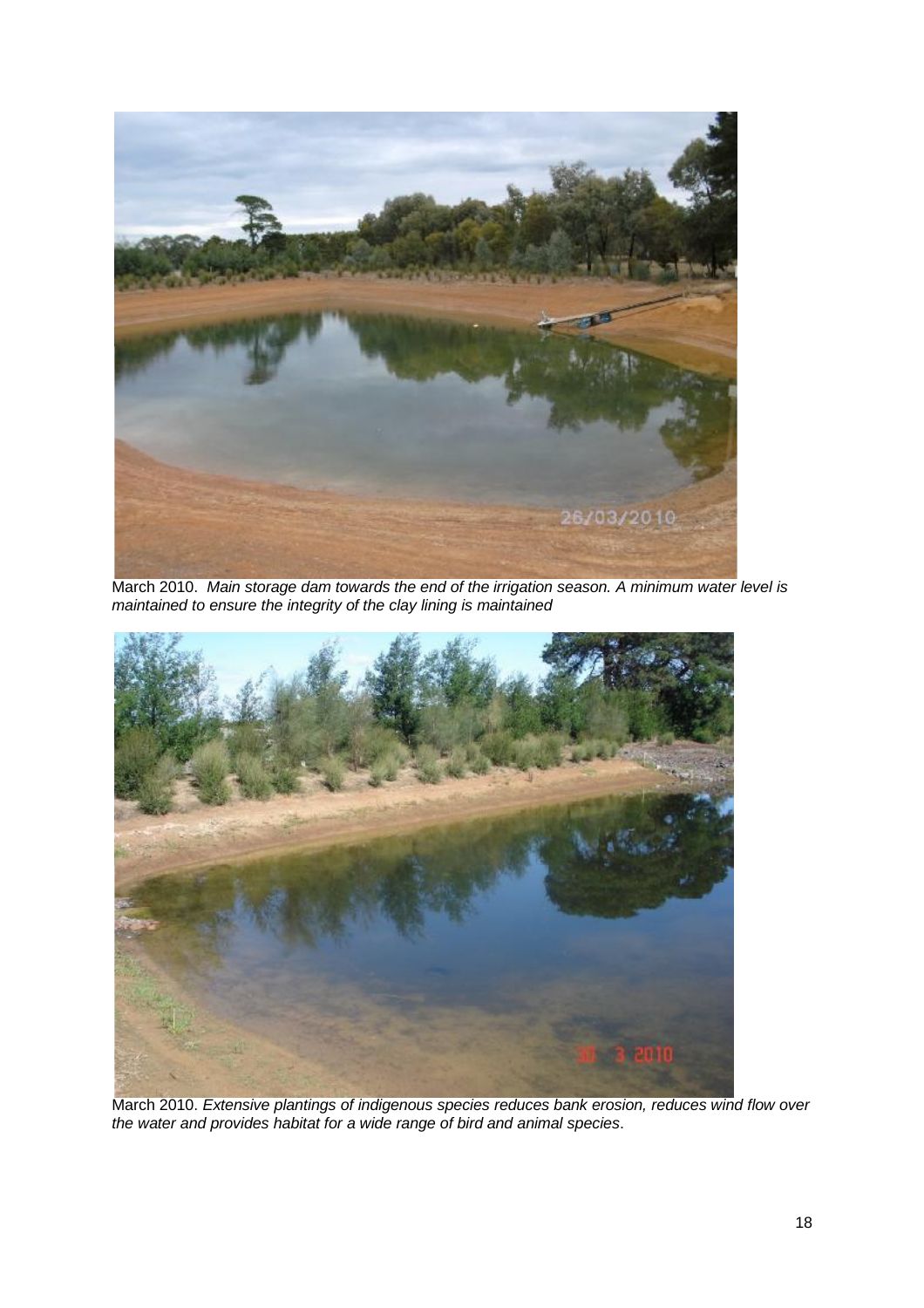March 2010. *Main storage dam towards the end of the irrigation season. A minimum water level is maintained to ensure the integrity of the clay lining is maintained*

March 2010. *Extensive plantings of indigenous species reduces bank erosion, reduces wind flow over the water and provides habitat for a wide range of bird and animal species*.